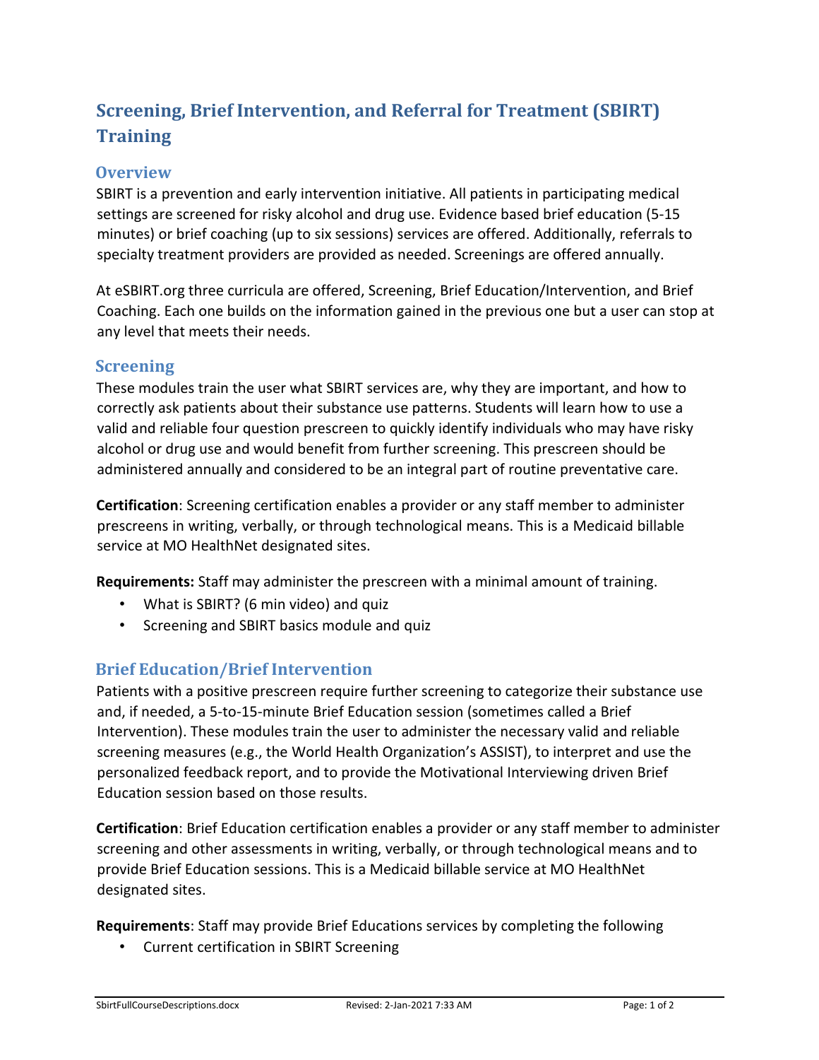# Screening, Brief Intervention, and Referral for Treatment (SBIRT) Training

## Overview

SBIRT is a prevention and early intervention initiative. All patients in participating medical settings are screened for risky alcohol and drug use. Evidence based brief education (5-15 minutes) or brief coaching (up to six sessions) services are offered. Additionally, referrals to specialty treatment providers are provided as needed. Screenings are offered annually.

At eSBIRT.org three curricula are offered, Screening, Brief Education/Intervention, and Brief Coaching. Each one builds on the information gained in the previous one but a user can stop at any level that meets their needs.

## Screening

These modules train the user what SBIRT services are, why they are important, and how to correctly ask patients about their substance use patterns. Students will learn how to use a valid and reliable four question prescreen to quickly identify individuals who may have risky alcohol or drug use and would benefit from further screening. This prescreen should be administered annually and considered to be an integral part of routine preventative care.

**Certification**: Screening certification enables a provider or any staff member to administer prescreens in writing, verbally, or through technological means. This is a Medicaid billable service at MO HealthNet designated sites.

**Requirements:** Staff may administer the prescreen with a minimal amount of training.

- What is SBIRT? (6 min video) and quiz
- Screening and SBIRT basics module and quiz

## Brief Education/Brief Intervention

Patients with a positive prescreen require further screening to categorize their substance use and, if needed, a 5-to-15-minute Brief Education session (sometimes called a Brief Intervention). These modules train the user to administer the necessary valid and reliable screening measures (e.g., the World Health Organization's ASSIST), to interpret and use the personalized feedback report, and to provide the Motivational Interviewing driven Brief Education session based on those results.

**Certification**: Brief Education certification enables a provider or any staff member to administer screening and other assessments in writing, verbally, or through technological means and to provide Brief Education sessions. This is a Medicaid billable service at MO HealthNet designated sites.

**Requirements**: Staff may provide Brief Educations services by completing the following

- Current certification in SBIRT Screening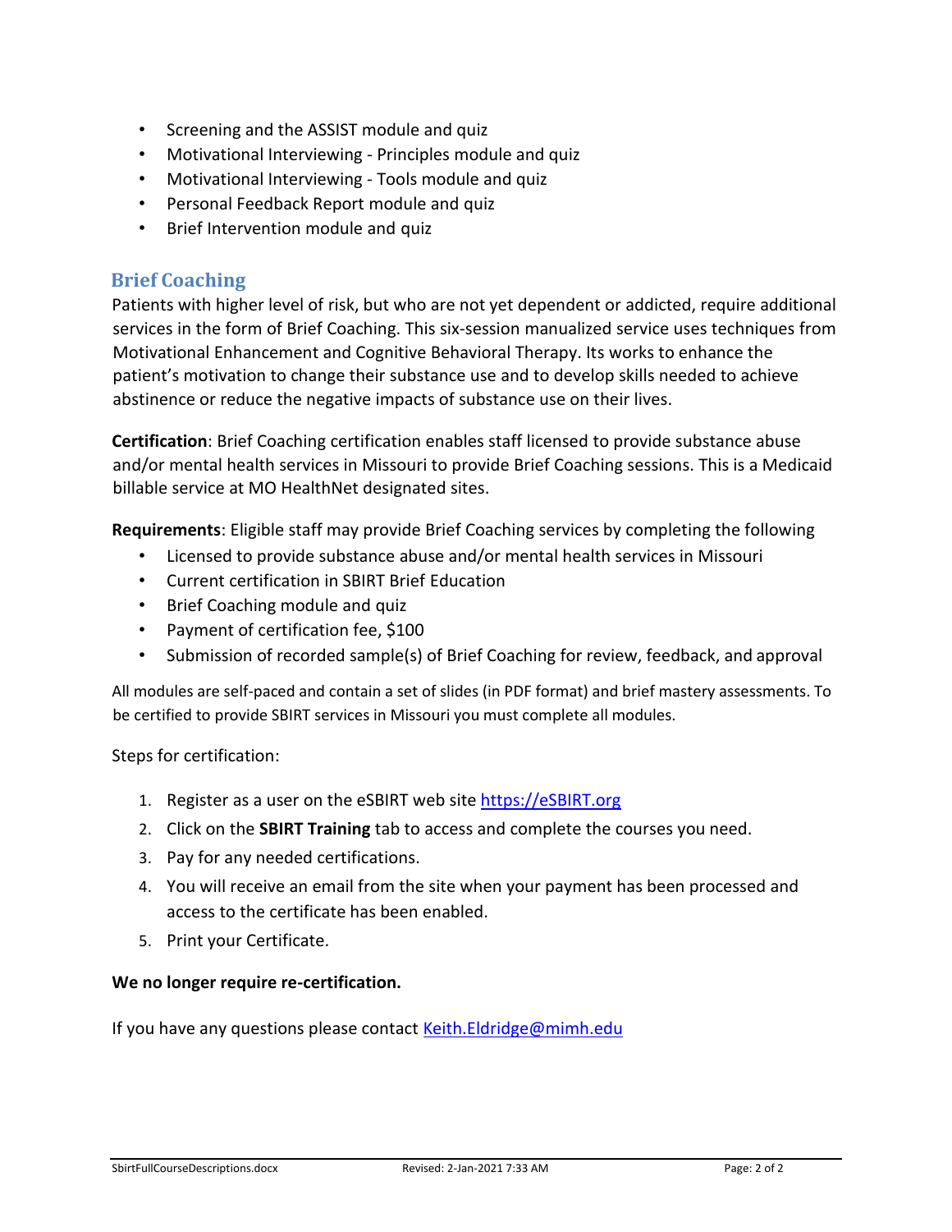- Screening and the ASSIST module and quiz
- Motivational Interviewing - Principles module and quiz
- Motivational Interviewing - Tools module and quiz
- Personal Feedback Report module and quiz
- Brief Intervention module and quiz

## Brief Coaching

Patients with higher level of risk, but who are not yet dependent or addicted, require additional services in the form of Brief Coaching. This six-session manualized service uses techniques from Motivational Enhancement and Cognitive Behavioral Therapy. Its works to enhance the patient's motivation to change their substance use and to develop skills needed to achieve abstinence or reduce the negative impacts of substance use on their lives.

**Certification**: Brief Coaching certification enables staff licensed to provide substance abuse and/or mental health services in Missouri to provide Brief Coaching sessions. This is a Medicaid billable service at MO HealthNet designated sites.

**Requirements**: Eligible staff may provide Brief Coaching services by completing the following

- Licensed to provide substance abuse and/or mental health services in Missouri
- Current certification in SBIRT Brief Education
- Brief Coaching module and quiz
- Payment of certification fee, $100
- Submission of recorded sample(s) of Brief Coaching for review, feedback, and approval

All modules are self-paced and contain a set of slides (in PDF format) and brief mastery assessments. To be certified to provide SBIRT services in Missouri you must complete all modules.

Steps for certification:

1. Register as a user on the eSBIRT web site https://eSBIRT.org
2. Click on the **SBIRT Training** tab to access and complete the courses you need.
3. Pay for any needed certifications.
4. You will receive an email from the site when your payment has been processed and access to the certificate has been enabled.
5. Print your Certificate.

**We no longer require re-certification.**

If you have any questions please contact Keith.Eldridge@mimh.edu